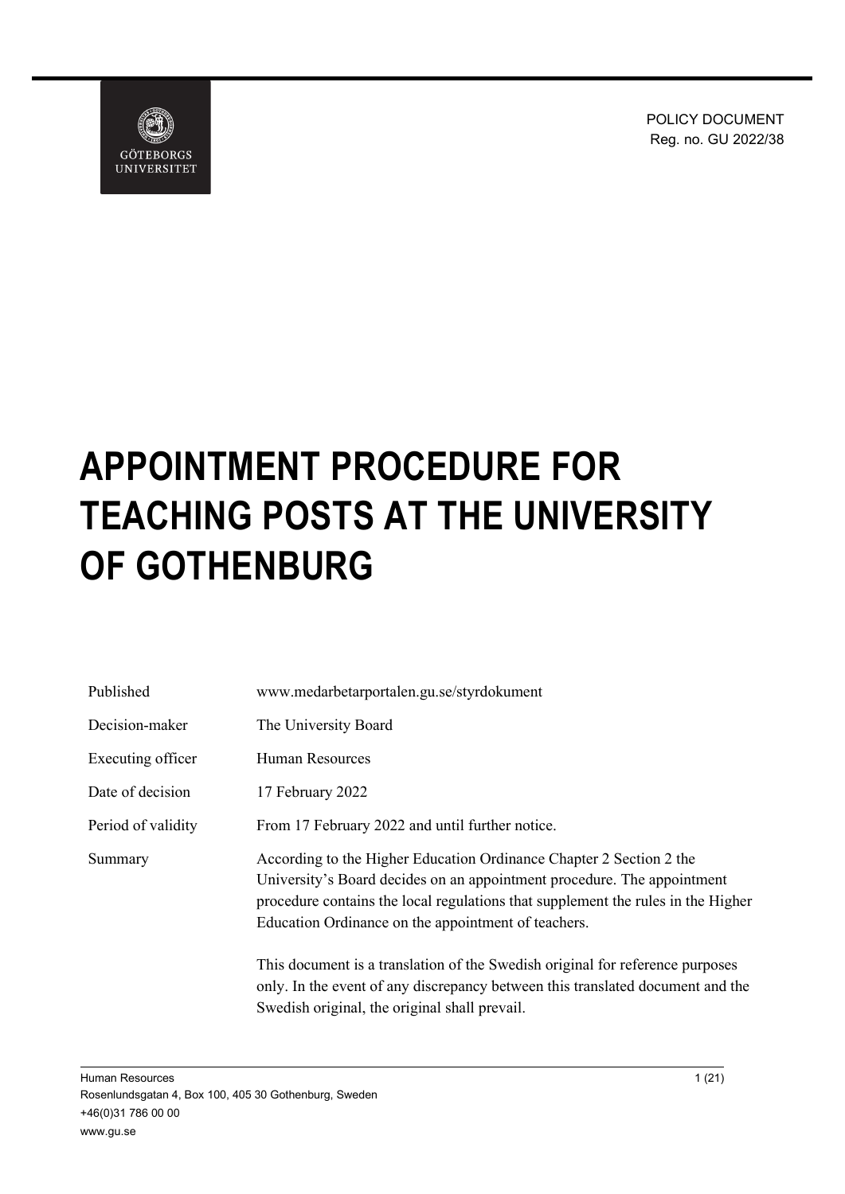POLICY DOCUMENT
Reg. no. GU 2022/38

# APPOINTMENT PROCEDURE FOR TEACHING POSTS AT THE UNIVERSITY OF GOTHENBURG

| | |
|---|---|
| Published | www.medarbetarportalen.gu.se/styrdokument |
| Decision-maker | The University Board |
| Executing officer | Human Resources |
| Date of decision | 17 February 2022 |
| Period of validity | From 17 February 2022 and until further notice. |
| Summary | According to the Higher Education Ordinance Chapter 2 Section 2 the University's Board decides on an appointment procedure. The appointment procedure contains the local regulations that supplement the rules in the Higher Education Ordinance on the appointment of teachers. <br><br> This document is a translation of the Swedish original for reference purposes only. In the event of any discrepancy between this translated document and the Swedish original, the original shall prevail. |

Human Resources
Rosenlundsgatan 4, Box 100, 405 30 Gothenburg, Sweden
+46(0)31 786 00 00
www.gu.se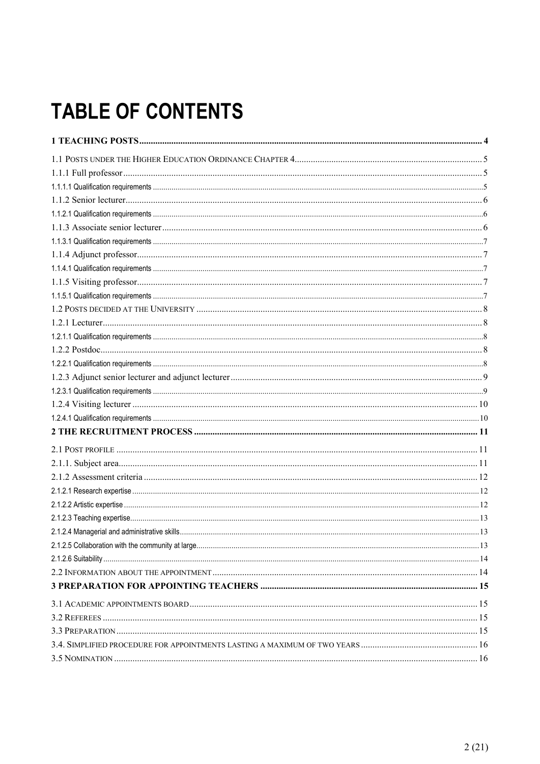# TABLE OF CONTENTS

**1 TEACHING POSTS** ... 4

1.1 POSTS UNDER THE HIGHER EDUCATION ORDINANCE CHAPTER 4 ... 5
1.1.1 Full professor ... 5
1.1.1.1 Qualification requirements ... 5
1.1.2 Senior lecturer ... 6
1.1.2.1 Qualification requirements ... 6
1.1.3 Associate senior lecturer ... 6
1.1.3.1 Qualification requirements ... 7
1.1.4 Adjunct professor ... 7
1.1.4.1 Qualification requirements ... 7
1.1.5 Visiting professor ... 7
1.1.5.1 Qualification requirements ... 7
1.2 POSTS DECIDED AT THE UNIVERSITY ... 8
1.2.1 Lecturer ... 8
1.2.1.1 Qualification requirements ... 8
1.2.2 Postdoc ... 8
1.2.2.1 Qualification requirements ... 8
1.2.3 Adjunct senior lecturer and adjunct lecturer ... 9
1.2.3.1 Qualification requirements ... 9
1.2.4 Visiting lecturer ... 10
1.2.4.1 Qualification requirements ... 10

**2 THE RECRUITMENT PROCESS** ... 11

2.1 POST PROFILE ... 11
2.1.1. Subject area ... 11
2.1.2 Assessment criteria ... 12
2.1.2.1 Research expertise ... 12
2.1.2.2 Artistic expertise ... 12
2.1.2.3 Teaching expertise ... 13
2.1.2.4 Managerial and administrative skills ... 13
2.1.2.5 Collaboration with the community at large ... 13
2.1.2.6 Suitability ... 14
2.2 INFORMATION ABOUT THE APPOINTMENT ... 14

**3 PREPARATION FOR APPOINTING TEACHERS** ... 15

3.1 ACADEMIC APPOINTMENTS BOARD ... 15
3.2 REFEREES ... 15
3.3 PREPARATION ... 15
3.4. SIMPLIFIED PROCEDURE FOR APPOINTMENTS LASTING A MAXIMUM OF TWO YEARS ... 16
3.5 NOMINATION ... 16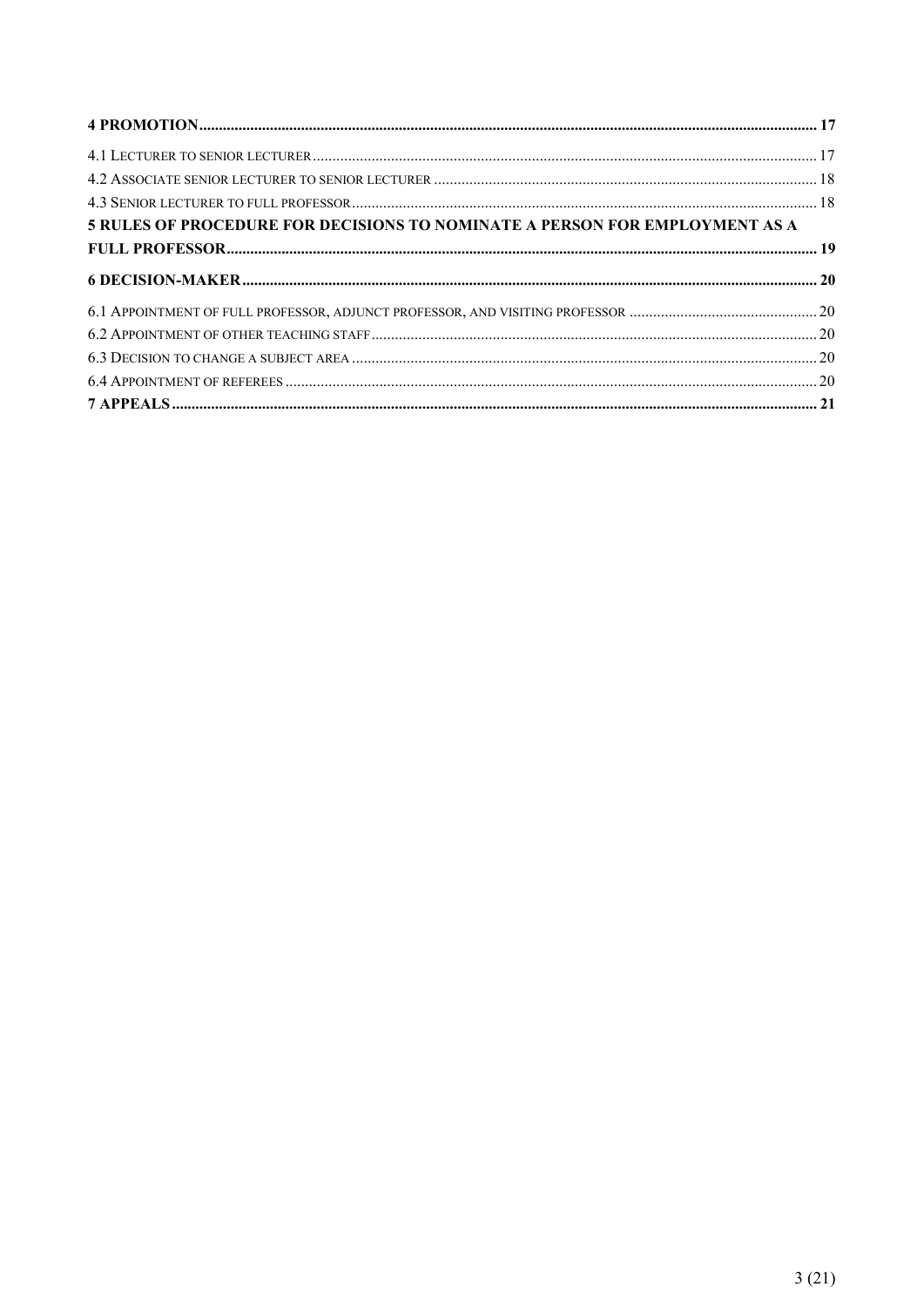**4 PROMOTION** ..................................................................................... 17

4.1 LECTURER TO SENIOR LECTURER ..................................................................... 17

4.2 ASSOCIATE SENIOR LECTURER TO SENIOR LECTURER ................................................. 18

4.3 SENIOR LECTURER TO FULL PROFESSOR ............................................................ 18

**5 RULES OF PROCEDURE FOR DECISIONS TO NOMINATE A PERSON FOR EMPLOYMENT AS A FULL PROFESSOR** ..................................................................................... 19

**6 DECISION-MAKER** ..................................................................................... 20

6.1 APPOINTMENT OF FULL PROFESSOR, ADJUNCT PROFESSOR, AND VISITING PROFESSOR ................ 20

6.2 APPOINTMENT OF OTHER TEACHING STAFF ........................................................... 20

6.3 DECISION TO CHANGE A SUBJECT AREA ............................................................. 20

6.4 APPOINTMENT OF REFEREES ...................................................................... 20

**7 APPEALS** ..................................................................................... 21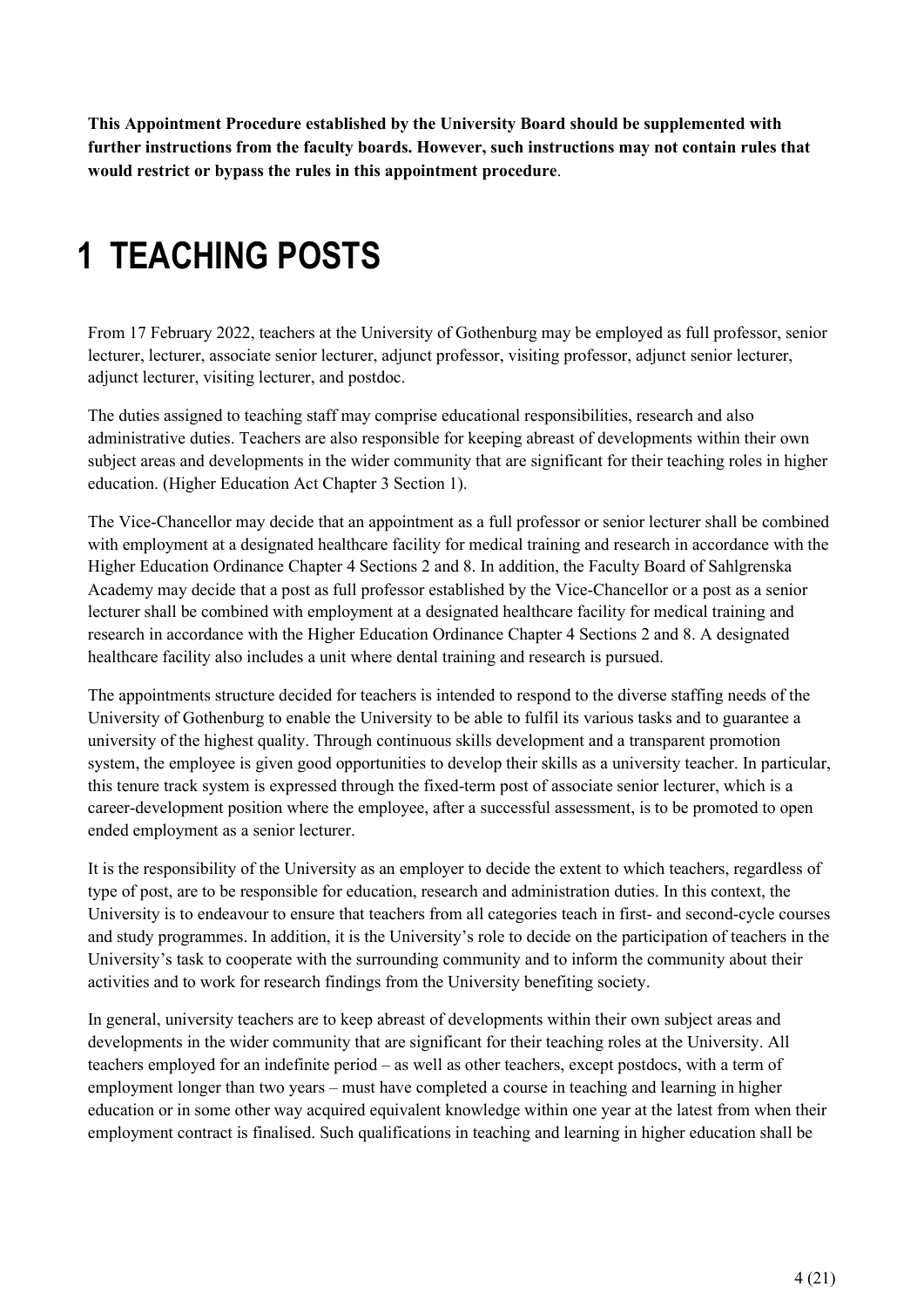**This Appointment Procedure established by the University Board should be supplemented with further instructions from the faculty boards. However, such instructions may not contain rules that would restrict or bypass the rules in this appointment procedure**.

# 1 TEACHING POSTS

From 17 February 2022, teachers at the University of Gothenburg may be employed as full professor, senior lecturer, lecturer, associate senior lecturer, adjunct professor, visiting professor, adjunct senior lecturer, adjunct lecturer, visiting lecturer, and postdoc.

The duties assigned to teaching staff may comprise educational responsibilities, research and also administrative duties. Teachers are also responsible for keeping abreast of developments within their own subject areas and developments in the wider community that are significant for their teaching roles in higher education. (Higher Education Act Chapter 3 Section 1).

The Vice-Chancellor may decide that an appointment as a full professor or senior lecturer shall be combined with employment at a designated healthcare facility for medical training and research in accordance with the Higher Education Ordinance Chapter 4 Sections 2 and 8. In addition, the Faculty Board of Sahlgrenska Academy may decide that a post as full professor established by the Vice-Chancellor or a post as a senior lecturer shall be combined with employment at a designated healthcare facility for medical training and research in accordance with the Higher Education Ordinance Chapter 4 Sections 2 and 8. A designated healthcare facility also includes a unit where dental training and research is pursued.

The appointments structure decided for teachers is intended to respond to the diverse staffing needs of the University of Gothenburg to enable the University to be able to fulfil its various tasks and to guarantee a university of the highest quality. Through continuous skills development and a transparent promotion system, the employee is given good opportunities to develop their skills as a university teacher. In particular, this tenure track system is expressed through the fixed-term post of associate senior lecturer, which is a career-development position where the employee, after a successful assessment, is to be promoted to open ended employment as a senior lecturer.

It is the responsibility of the University as an employer to decide the extent to which teachers, regardless of type of post, are to be responsible for education, research and administration duties. In this context, the University is to endeavour to ensure that teachers from all categories teach in first- and second-cycle courses and study programmes. In addition, it is the University's role to decide on the participation of teachers in the University's task to cooperate with the surrounding community and to inform the community about their activities and to work for research findings from the University benefiting society.

In general, university teachers are to keep abreast of developments within their own subject areas and developments in the wider community that are significant for their teaching roles at the University. All teachers employed for an indefinite period – as well as other teachers, except postdocs, with a term of employment longer than two years – must have completed a course in teaching and learning in higher education or in some other way acquired equivalent knowledge within one year at the latest from when their employment contract is finalised. Such qualifications in teaching and learning in higher education shall be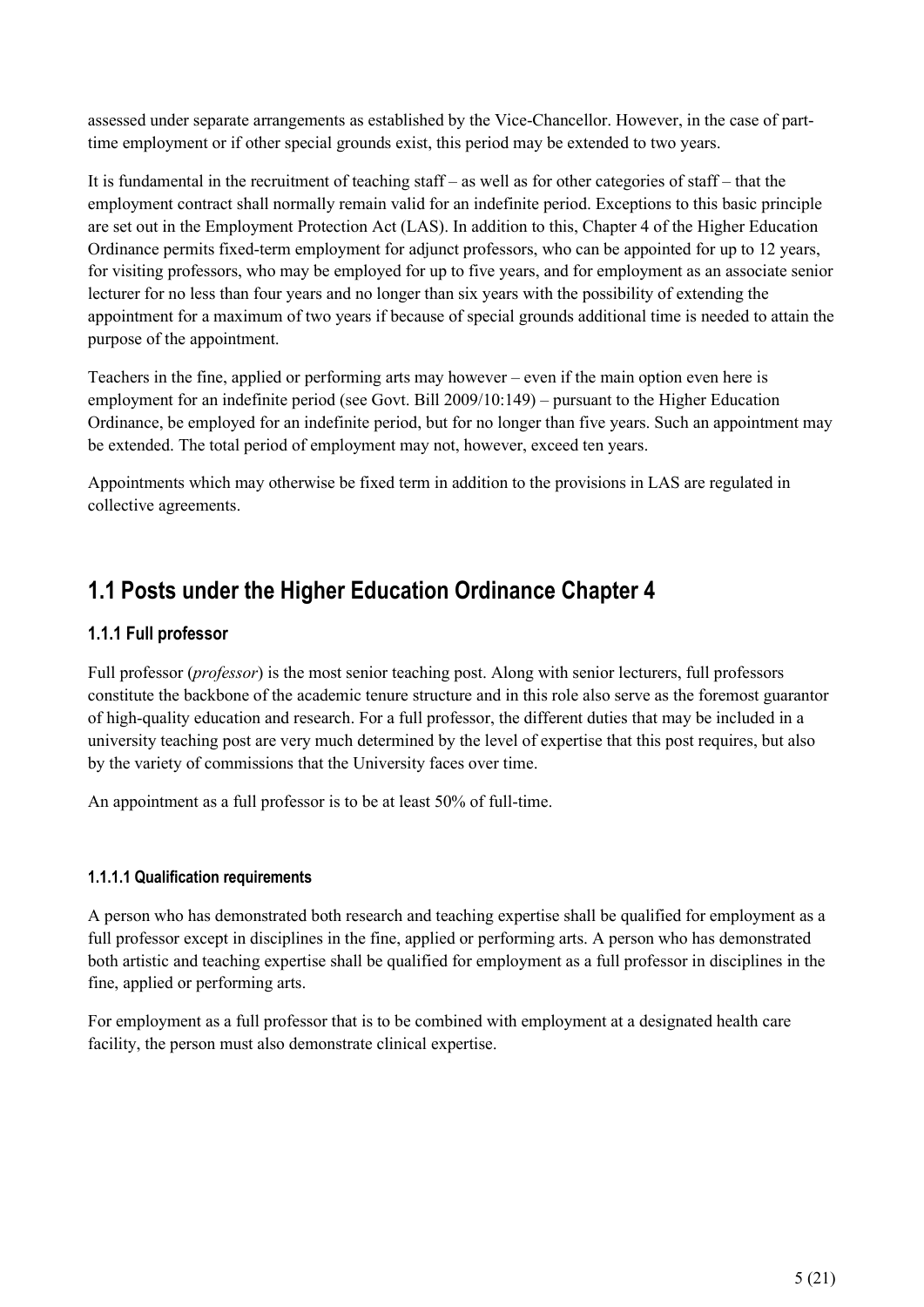assessed under separate arrangements as established by the Vice-Chancellor. However, in the case of part-time employment or if other special grounds exist, this period may be extended to two years.

It is fundamental in the recruitment of teaching staff – as well as for other categories of staff – that the employment contract shall normally remain valid for an indefinite period. Exceptions to this basic principle are set out in the Employment Protection Act (LAS). In addition to this, Chapter 4 of the Higher Education Ordinance permits fixed-term employment for adjunct professors, who can be appointed for up to 12 years, for visiting professors, who may be employed for up to five years, and for employment as an associate senior lecturer for no less than four years and no longer than six years with the possibility of extending the appointment for a maximum of two years if because of special grounds additional time is needed to attain the purpose of the appointment.

Teachers in the fine, applied or performing arts may however – even if the main option even here is employment for an indefinite period (see Govt. Bill 2009/10:149) – pursuant to the Higher Education Ordinance, be employed for an indefinite period, but for no longer than five years. Such an appointment may be extended. The total period of employment may not, however, exceed ten years.

Appointments which may otherwise be fixed term in addition to the provisions in LAS are regulated in collective agreements.

## 1.1 Posts under the Higher Education Ordinance Chapter 4

### 1.1.1 Full professor

Full professor (*professor*) is the most senior teaching post. Along with senior lecturers, full professors constitute the backbone of the academic tenure structure and in this role also serve as the foremost guarantor of high-quality education and research. For a full professor, the different duties that may be included in a university teaching post are very much determined by the level of expertise that this post requires, but also by the variety of commissions that the University faces over time.

An appointment as a full professor is to be at least 50% of full-time.

#### 1.1.1.1 Qualification requirements

A person who has demonstrated both research and teaching expertise shall be qualified for employment as a full professor except in disciplines in the fine, applied or performing arts. A person who has demonstrated both artistic and teaching expertise shall be qualified for employment as a full professor in disciplines in the fine, applied or performing arts.

For employment as a full professor that is to be combined with employment at a designated health care facility, the person must also demonstrate clinical expertise.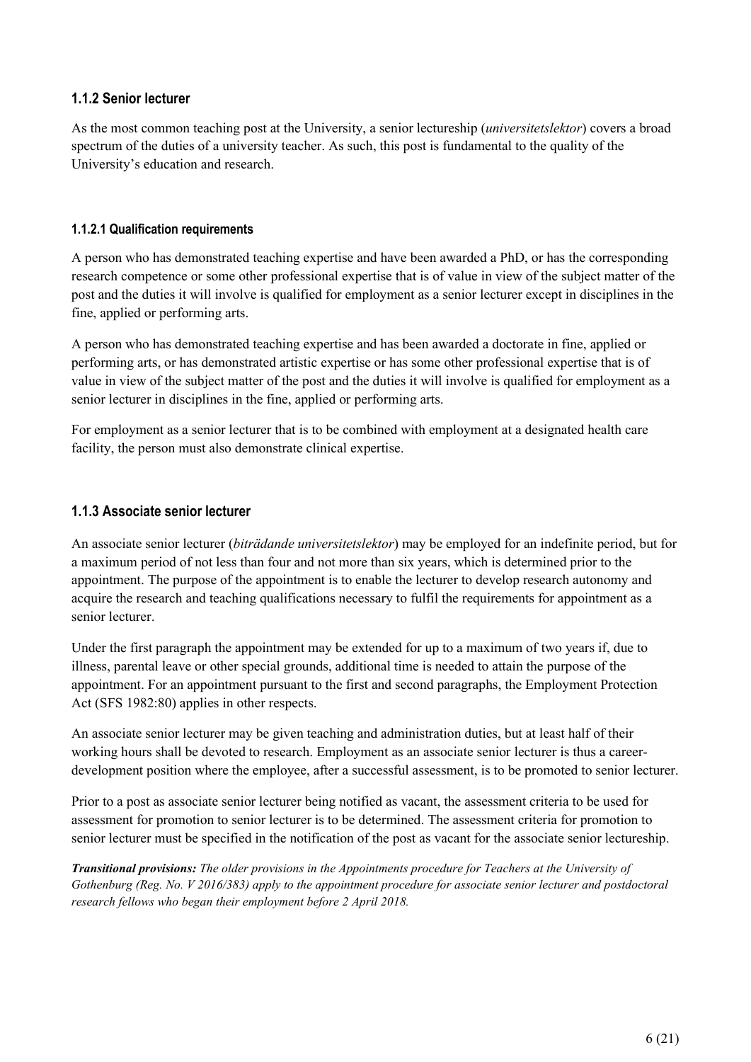### 1.1.2 Senior lecturer

As the most common teaching post at the University, a senior lectureship (*universitetslektor*) covers a broad spectrum of the duties of a university teacher. As such, this post is fundamental to the quality of the University's education and research.

#### 1.1.2.1 Qualification requirements

A person who has demonstrated teaching expertise and have been awarded a PhD, or has the corresponding research competence or some other professional expertise that is of value in view of the subject matter of the post and the duties it will involve is qualified for employment as a senior lecturer except in disciplines in the fine, applied or performing arts.

A person who has demonstrated teaching expertise and has been awarded a doctorate in fine, applied or performing arts, or has demonstrated artistic expertise or has some other professional expertise that is of value in view of the subject matter of the post and the duties it will involve is qualified for employment as a senior lecturer in disciplines in the fine, applied or performing arts.

For employment as a senior lecturer that is to be combined with employment at a designated health care facility, the person must also demonstrate clinical expertise.

### 1.1.3 Associate senior lecturer

An associate senior lecturer (*biträdande universitetslektor*) may be employed for an indefinite period, but for a maximum period of not less than four and not more than six years, which is determined prior to the appointment. The purpose of the appointment is to enable the lecturer to develop research autonomy and acquire the research and teaching qualifications necessary to fulfil the requirements for appointment as a senior lecturer.

Under the first paragraph the appointment may be extended for up to a maximum of two years if, due to illness, parental leave or other special grounds, additional time is needed to attain the purpose of the appointment. For an appointment pursuant to the first and second paragraphs, the Employment Protection Act (SFS 1982:80) applies in other respects.

An associate senior lecturer may be given teaching and administration duties, but at least half of their working hours shall be devoted to research. Employment as an associate senior lecturer is thus a career-development position where the employee, after a successful assessment, is to be promoted to senior lecturer.

Prior to a post as associate senior lecturer being notified as vacant, the assessment criteria to be used for assessment for promotion to senior lecturer is to be determined. The assessment criteria for promotion to senior lecturer must be specified in the notification of the post as vacant for the associate senior lectureship.

***Transitional provisions:*** *The older provisions in the Appointments procedure for Teachers at the University of Gothenburg (Reg. No. V 2016/383) apply to the appointment procedure for associate senior lecturer and postdoctoral research fellows who began their employment before 2 April 2018.*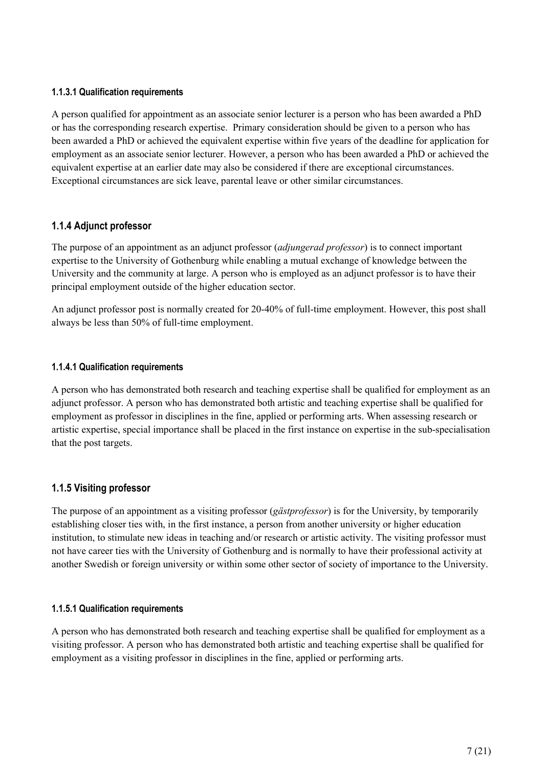#### 1.1.3.1 Qualification requirements

A person qualified for appointment as an associate senior lecturer is a person who has been awarded a PhD or has the corresponding research expertise.  Primary consideration should be given to a person who has been awarded a PhD or achieved the equivalent expertise within five years of the deadline for application for employment as an associate senior lecturer. However, a person who has been awarded a PhD or achieved the equivalent expertise at an earlier date may also be considered if there are exceptional circumstances. Exceptional circumstances are sick leave, parental leave or other similar circumstances.

### 1.1.4 Adjunct professor

The purpose of an appointment as an adjunct professor (*adjungerad professor*) is to connect important expertise to the University of Gothenburg while enabling a mutual exchange of knowledge between the University and the community at large. A person who is employed as an adjunct professor is to have their principal employment outside of the higher education sector.

An adjunct professor post is normally created for 20-40% of full-time employment. However, this post shall always be less than 50% of full-time employment.

#### 1.1.4.1 Qualification requirements

A person who has demonstrated both research and teaching expertise shall be qualified for employment as an adjunct professor. A person who has demonstrated both artistic and teaching expertise shall be qualified for employment as professor in disciplines in the fine, applied or performing arts. When assessing research or artistic expertise, special importance shall be placed in the first instance on expertise in the sub-specialisation that the post targets.

### 1.1.5 Visiting professor

The purpose of an appointment as a visiting professor (*gästprofessor*) is for the University, by temporarily establishing closer ties with, in the first instance, a person from another university or higher education institution, to stimulate new ideas in teaching and/or research or artistic activity. The visiting professor must not have career ties with the University of Gothenburg and is normally to have their professional activity at another Swedish or foreign university or within some other sector of society of importance to the University.

#### 1.1.5.1 Qualification requirements

A person who has demonstrated both research and teaching expertise shall be qualified for employment as a visiting professor. A person who has demonstrated both artistic and teaching expertise shall be qualified for employment as a visiting professor in disciplines in the fine, applied or performing arts.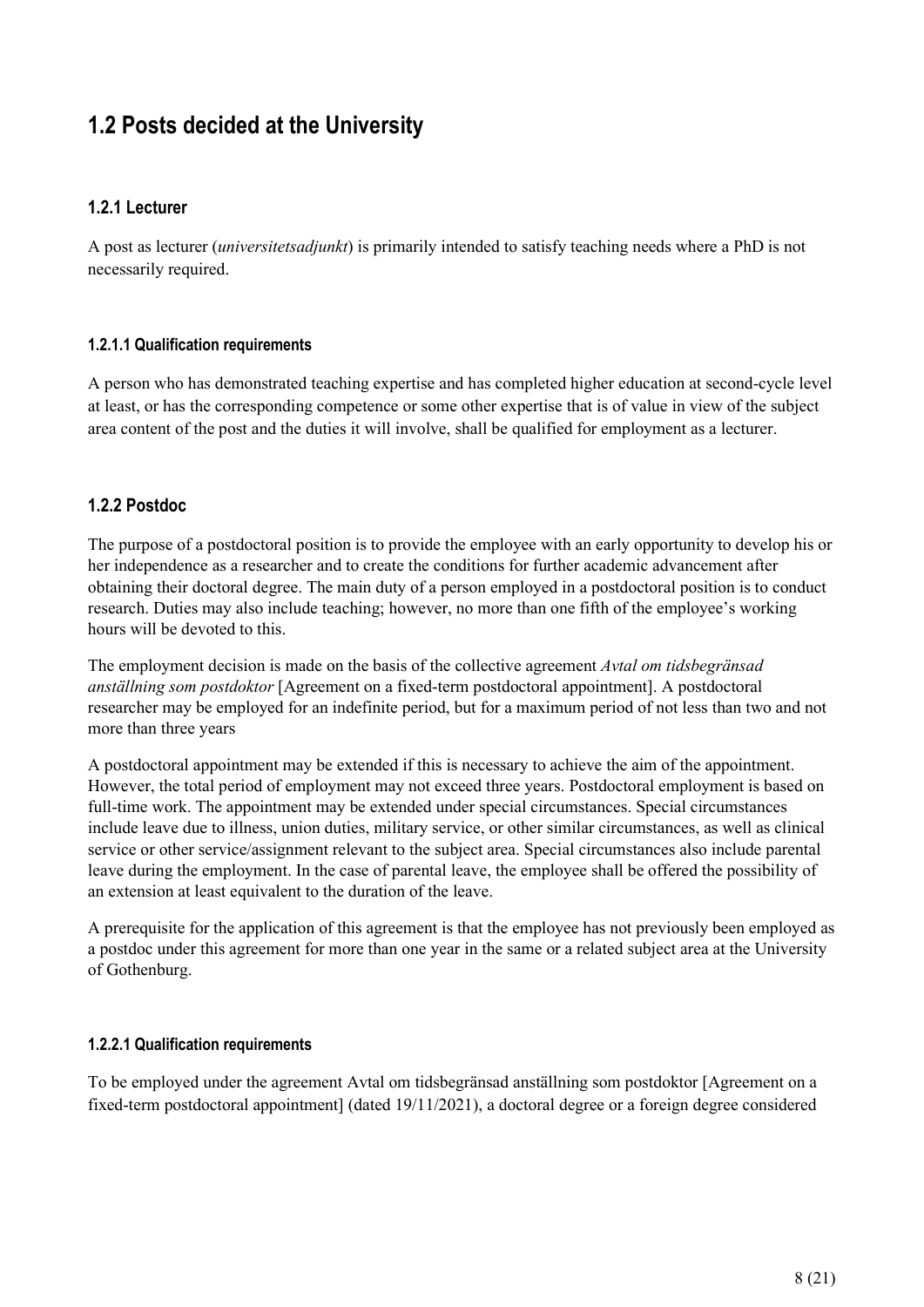## 1.2 Posts decided at the University

### 1.2.1 Lecturer

A post as lecturer (*universitetsadjunkt*) is primarily intended to satisfy teaching needs where a PhD is not necessarily required.

#### 1.2.1.1 Qualification requirements

A person who has demonstrated teaching expertise and has completed higher education at second-cycle level at least, or has the corresponding competence or some other expertise that is of value in view of the subject area content of the post and the duties it will involve, shall be qualified for employment as a lecturer.

### 1.2.2 Postdoc

The purpose of a postdoctoral position is to provide the employee with an early opportunity to develop his or her independence as a researcher and to create the conditions for further academic advancement after obtaining their doctoral degree. The main duty of a person employed in a postdoctoral position is to conduct research. Duties may also include teaching; however, no more than one fifth of the employee's working hours will be devoted to this.

The employment decision is made on the basis of the collective agreement *Avtal om tidsbegränsad anställning som postdoktor* [Agreement on a fixed-term postdoctoral appointment]. A postdoctoral researcher may be employed for an indefinite period, but for a maximum period of not less than two and not more than three years

A postdoctoral appointment may be extended if this is necessary to achieve the aim of the appointment. However, the total period of employment may not exceed three years. Postdoctoral employment is based on full-time work. The appointment may be extended under special circumstances. Special circumstances include leave due to illness, union duties, military service, or other similar circumstances, as well as clinical service or other service/assignment relevant to the subject area. Special circumstances also include parental leave during the employment. In the case of parental leave, the employee shall be offered the possibility of an extension at least equivalent to the duration of the leave.

A prerequisite for the application of this agreement is that the employee has not previously been employed as a postdoc under this agreement for more than one year in the same or a related subject area at the University of Gothenburg.

#### 1.2.2.1 Qualification requirements

To be employed under the agreement Avtal om tidsbegränsad anställning som postdoktor [Agreement on a fixed-term postdoctoral appointment] (dated 19/11/2021), a doctoral degree or a foreign degree considered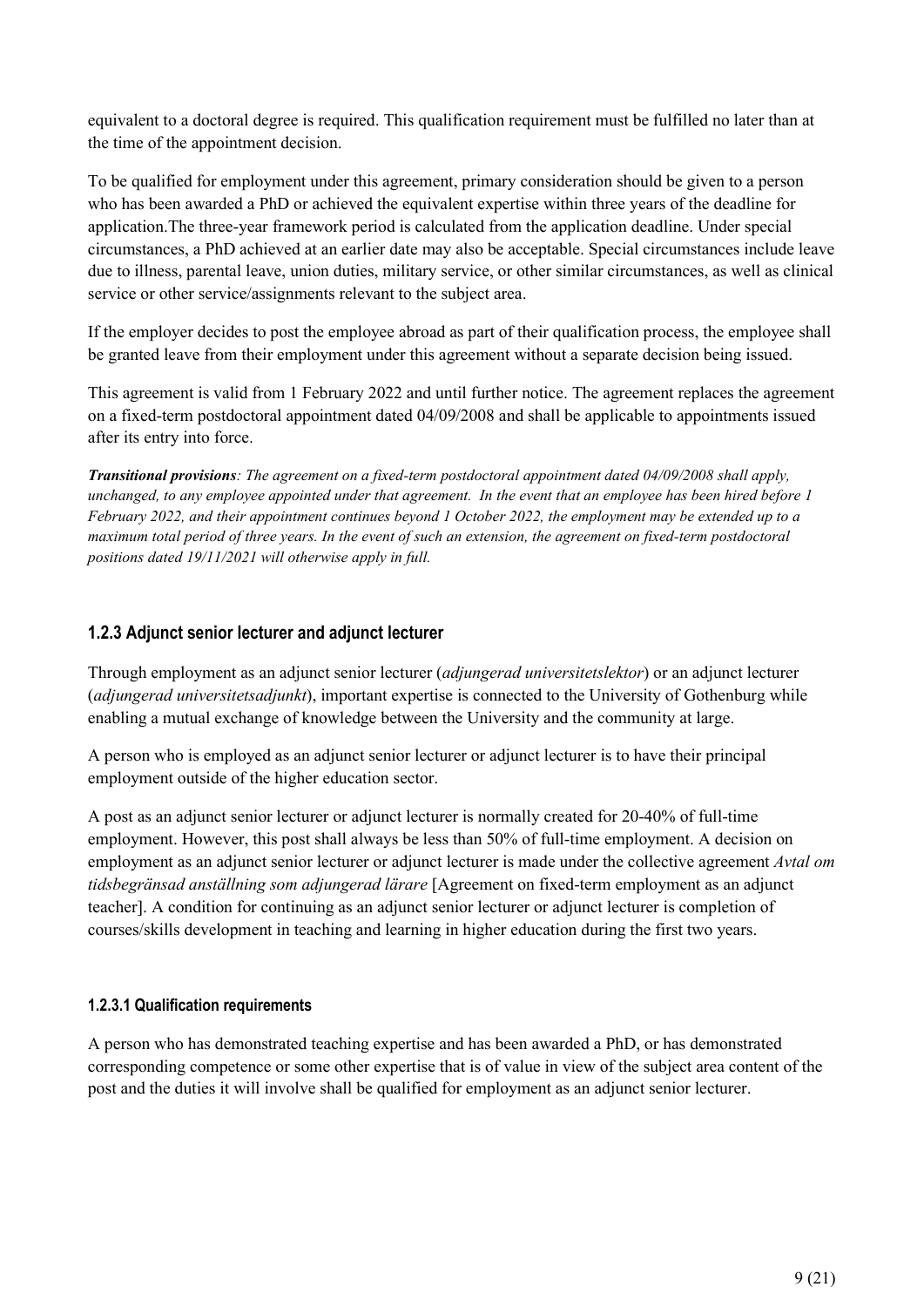equivalent to a doctoral degree is required. This qualification requirement must be fulfilled no later than at the time of the appointment decision.

To be qualified for employment under this agreement, primary consideration should be given to a person who has been awarded a PhD or achieved the equivalent expertise within three years of the deadline for application.The three-year framework period is calculated from the application deadline. Under special circumstances, a PhD achieved at an earlier date may also be acceptable. Special circumstances include leave due to illness, parental leave, union duties, military service, or other similar circumstances, as well as clinical service or other service/assignments relevant to the subject area.

If the employer decides to post the employee abroad as part of their qualification process, the employee shall be granted leave from their employment under this agreement without a separate decision being issued.

This agreement is valid from 1 February 2022 and until further notice. The agreement replaces the agreement on a fixed-term postdoctoral appointment dated 04/09/2008 and shall be applicable to appointments issued after its entry into force.

***Transitional provisions****: The agreement on a fixed-term postdoctoral appointment dated 04/09/2008 shall apply, unchanged, to any employee appointed under that agreement. In the event that an employee has been hired before 1 February 2022, and their appointment continues beyond 1 October 2022, the employment may be extended up to a maximum total period of three years. In the event of such an extension, the agreement on fixed-term postdoctoral positions dated 19/11/2021 will otherwise apply in full.*

### 1.2.3 Adjunct senior lecturer and adjunct lecturer

Through employment as an adjunct senior lecturer (*adjungerad universitetslektor*) or an adjunct lecturer (*adjungerad universitetsadjunkt*), important expertise is connected to the University of Gothenburg while enabling a mutual exchange of knowledge between the University and the community at large.

A person who is employed as an adjunct senior lecturer or adjunct lecturer is to have their principal employment outside of the higher education sector.

A post as an adjunct senior lecturer or adjunct lecturer is normally created for 20-40% of full-time employment. However, this post shall always be less than 50% of full-time employment. A decision on employment as an adjunct senior lecturer or adjunct lecturer is made under the collective agreement *Avtal om tidsbegränsad anställning som adjungerad lärare* [Agreement on fixed-term employment as an adjunct teacher]. A condition for continuing as an adjunct senior lecturer or adjunct lecturer is completion of courses/skills development in teaching and learning in higher education during the first two years.

#### 1.2.3.1 Qualification requirements

A person who has demonstrated teaching expertise and has been awarded a PhD, or has demonstrated corresponding competence or some other expertise that is of value in view of the subject area content of the post and the duties it will involve shall be qualified for employment as an adjunct senior lecturer.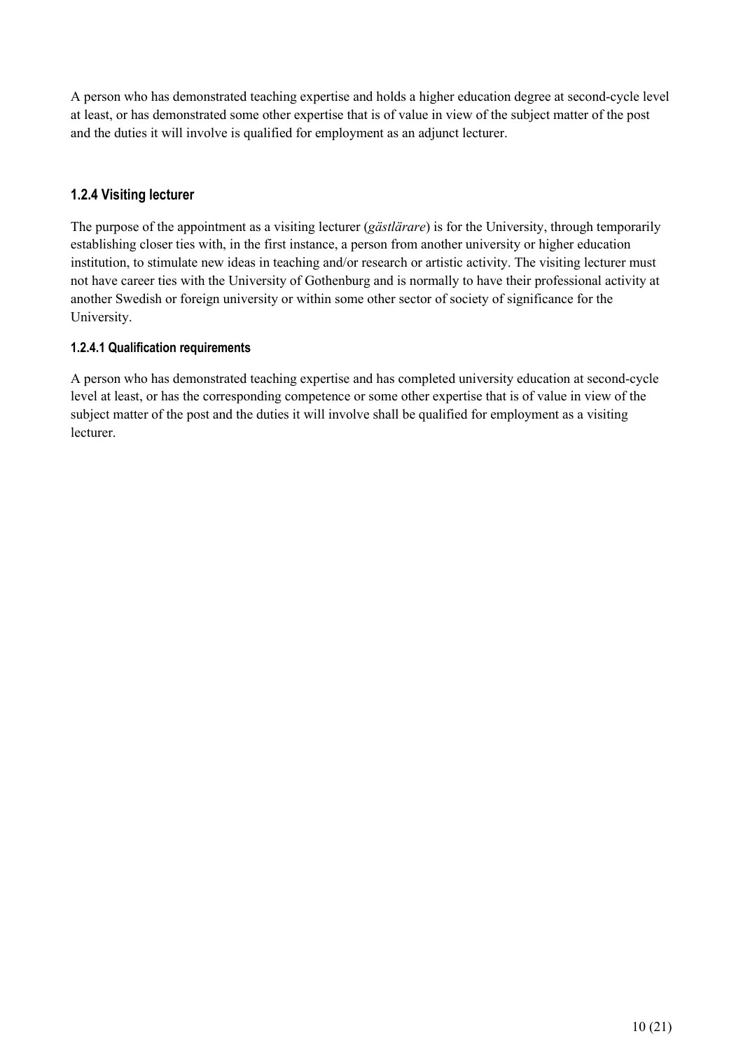A person who has demonstrated teaching expertise and holds a higher education degree at second-cycle level at least, or has demonstrated some other expertise that is of value in view of the subject matter of the post and the duties it will involve is qualified for employment as an adjunct lecturer.

### 1.2.4 Visiting lecturer

The purpose of the appointment as a visiting lecturer (*gästlärare*) is for the University, through temporarily establishing closer ties with, in the first instance, a person from another university or higher education institution, to stimulate new ideas in teaching and/or research or artistic activity. The visiting lecturer must not have career ties with the University of Gothenburg and is normally to have their professional activity at another Swedish or foreign university or within some other sector of society of significance for the University.

#### 1.2.4.1 Qualification requirements

A person who has demonstrated teaching expertise and has completed university education at second-cycle level at least, or has the corresponding competence or some other expertise that is of value in view of the subject matter of the post and the duties it will involve shall be qualified for employment as a visiting lecturer.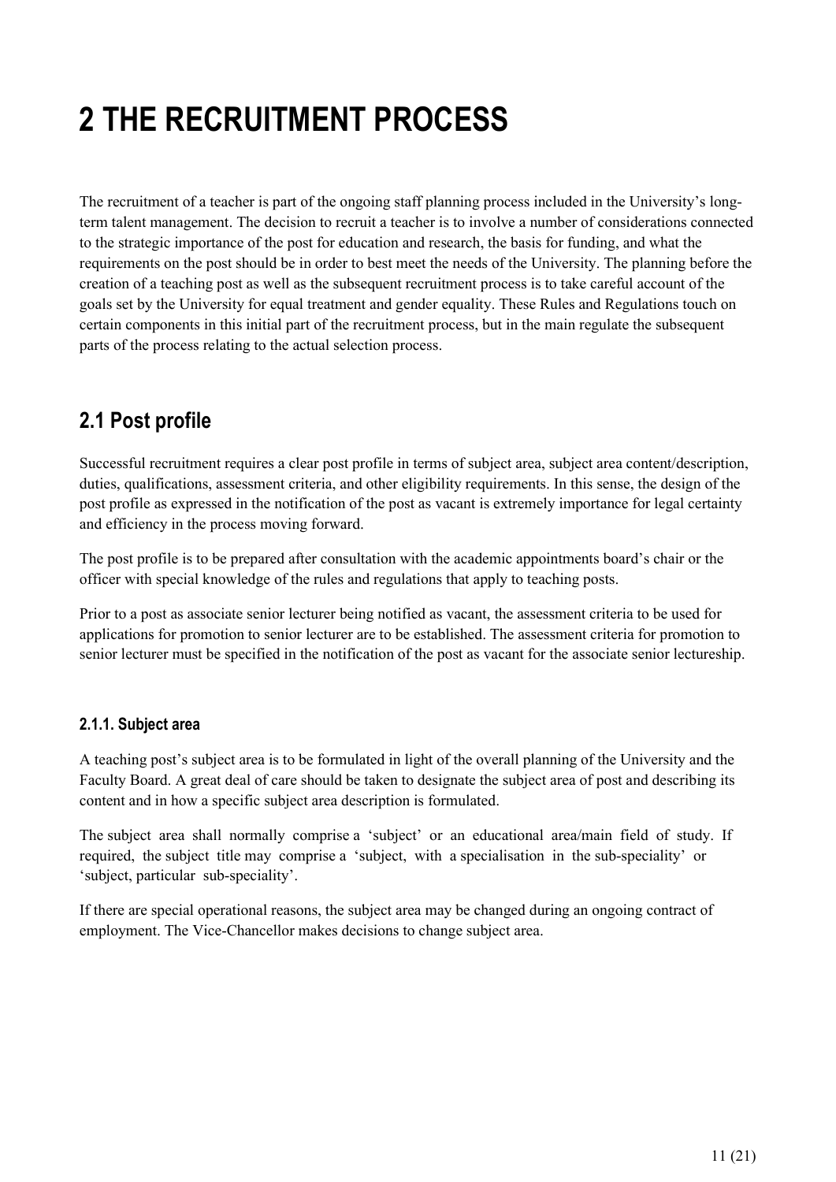# 2 THE RECRUITMENT PROCESS

The recruitment of a teacher is part of the ongoing staff planning process included in the University's long-term talent management. The decision to recruit a teacher is to involve a number of considerations connected to the strategic importance of the post for education and research, the basis for funding, and what the requirements on the post should be in order to best meet the needs of the University. The planning before the creation of a teaching post as well as the subsequent recruitment process is to take careful account of the goals set by the University for equal treatment and gender equality. These Rules and Regulations touch on certain components in this initial part of the recruitment process, but in the main regulate the subsequent parts of the process relating to the actual selection process.

## 2.1 Post profile

Successful recruitment requires a clear post profile in terms of subject area, subject area content/description, duties, qualifications, assessment criteria, and other eligibility requirements. In this sense, the design of the post profile as expressed in the notification of the post as vacant is extremely importance for legal certainty and efficiency in the process moving forward.

The post profile is to be prepared after consultation with the academic appointments board's chair or the officer with special knowledge of the rules and regulations that apply to teaching posts.

Prior to a post as associate senior lecturer being notified as vacant, the assessment criteria to be used for applications for promotion to senior lecturer are to be established. The assessment criteria for promotion to senior lecturer must be specified in the notification of the post as vacant for the associate senior lectureship.

### 2.1.1. Subject area

A teaching post's subject area is to be formulated in light of the overall planning of the University and the Faculty Board. A great deal of care should be taken to designate the subject area of post and describing its content and in how a specific subject area description is formulated.

The subject area shall normally comprise a 'subject' or an educational area/main field of study. If required, the subject title may comprise a 'subject, with a specialisation in the sub-speciality' or 'subject, particular sub-speciality'.

If there are special operational reasons, the subject area may be changed during an ongoing contract of employment. The Vice-Chancellor makes decisions to change subject area.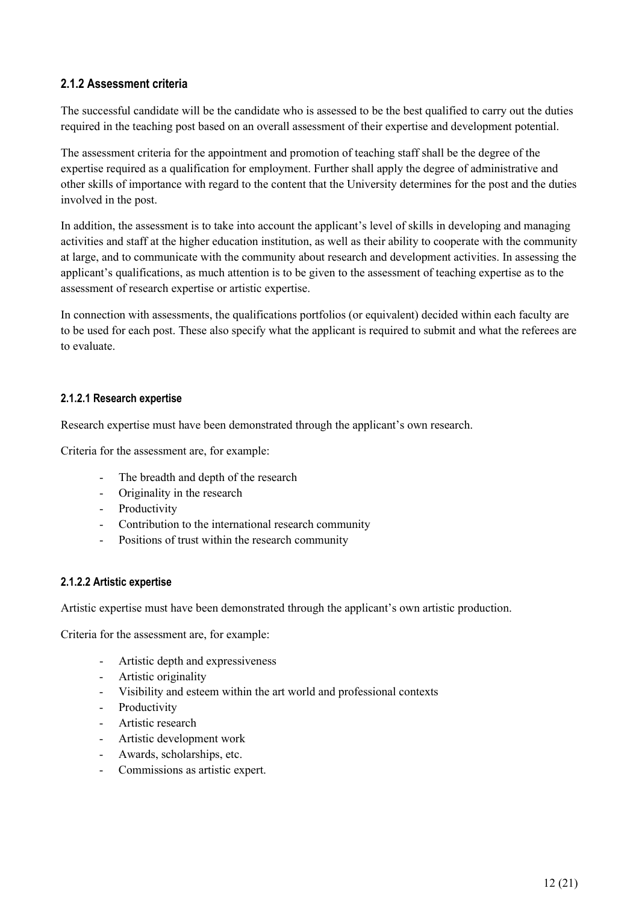### 2.1.2 Assessment criteria

The successful candidate will be the candidate who is assessed to be the best qualified to carry out the duties required in the teaching post based on an overall assessment of their expertise and development potential.

The assessment criteria for the appointment and promotion of teaching staff shall be the degree of the expertise required as a qualification for employment. Further shall apply the degree of administrative and other skills of importance with regard to the content that the University determines for the post and the duties involved in the post.

In addition, the assessment is to take into account the applicant's level of skills in developing and managing activities and staff at the higher education institution, as well as their ability to cooperate with the community at large, and to communicate with the community about research and development activities. In assessing the applicant's qualifications, as much attention is to be given to the assessment of teaching expertise as to the assessment of research expertise or artistic expertise.

In connection with assessments, the qualifications portfolios (or equivalent) decided within each faculty are to be used for each post. These also specify what the applicant is required to submit and what the referees are to evaluate.

#### 2.1.2.1 Research expertise

Research expertise must have been demonstrated through the applicant's own research.

Criteria for the assessment are, for example:

- The breadth and depth of the research
- Originality in the research
- Productivity
- Contribution to the international research community
- Positions of trust within the research community

#### 2.1.2.2 Artistic expertise

Artistic expertise must have been demonstrated through the applicant's own artistic production.

Criteria for the assessment are, for example:

- Artistic depth and expressiveness
- Artistic originality
- Visibility and esteem within the art world and professional contexts
- Productivity
- Artistic research
- Artistic development work
- Awards, scholarships, etc.
- Commissions as artistic expert.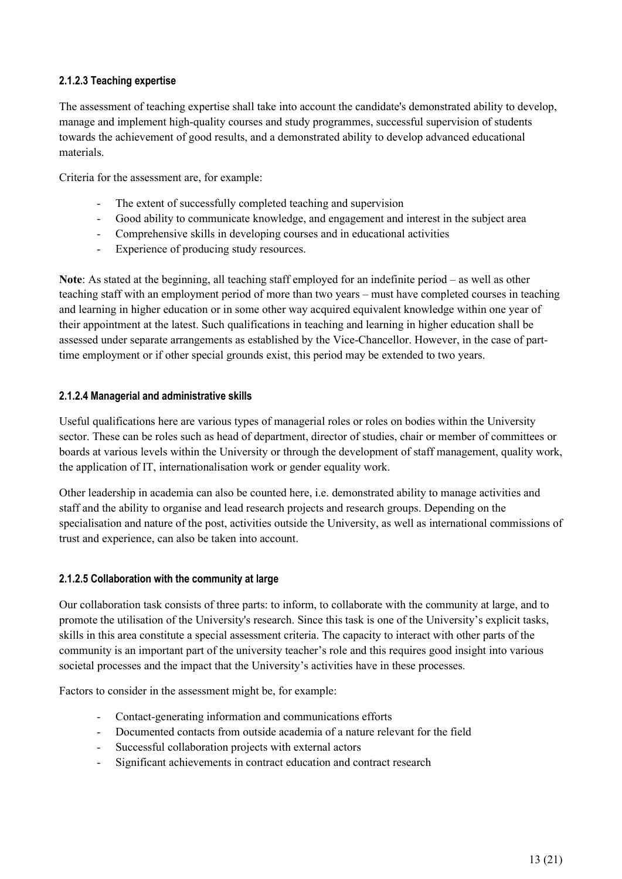#### 2.1.2.3 Teaching expertise

The assessment of teaching expertise shall take into account the candidate's demonstrated ability to develop, manage and implement high-quality courses and study programmes, successful supervision of students towards the achievement of good results, and a demonstrated ability to develop advanced educational materials.

Criteria for the assessment are, for example:

- The extent of successfully completed teaching and supervision
- Good ability to communicate knowledge, and engagement and interest in the subject area
- Comprehensive skills in developing courses and in educational activities
- Experience of producing study resources.

**Note**: As stated at the beginning, all teaching staff employed for an indefinite period – as well as other teaching staff with an employment period of more than two years – must have completed courses in teaching and learning in higher education or in some other way acquired equivalent knowledge within one year of their appointment at the latest. Such qualifications in teaching and learning in higher education shall be assessed under separate arrangements as established by the Vice-Chancellor. However, in the case of part-time employment or if other special grounds exist, this period may be extended to two years.

#### 2.1.2.4 Managerial and administrative skills

Useful qualifications here are various types of managerial roles or roles on bodies within the University sector. These can be roles such as head of department, director of studies, chair or member of committees or boards at various levels within the University or through the development of staff management, quality work, the application of IT, internationalisation work or gender equality work.

Other leadership in academia can also be counted here, i.e. demonstrated ability to manage activities and staff and the ability to organise and lead research projects and research groups. Depending on the specialisation and nature of the post, activities outside the University, as well as international commissions of trust and experience, can also be taken into account.

#### 2.1.2.5 Collaboration with the community at large

Our collaboration task consists of three parts: to inform, to collaborate with the community at large, and to promote the utilisation of the University's research. Since this task is one of the University's explicit tasks, skills in this area constitute a special assessment criteria. The capacity to interact with other parts of the community is an important part of the university teacher's role and this requires good insight into various societal processes and the impact that the University's activities have in these processes.

Factors to consider in the assessment might be, for example:

- Contact-generating information and communications efforts
- Documented contacts from outside academia of a nature relevant for the field
- Successful collaboration projects with external actors
- Significant achievements in contract education and contract research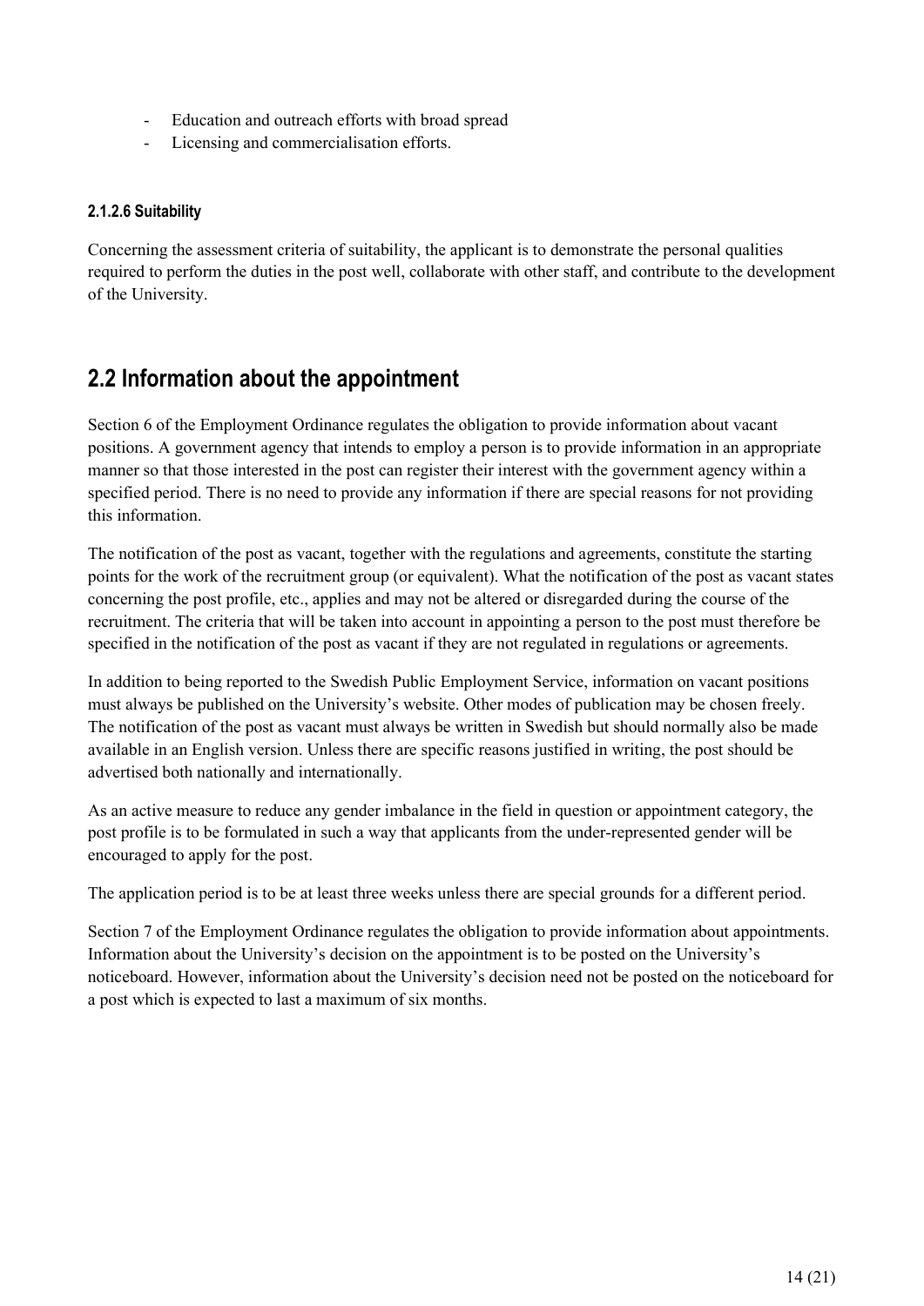- Education and outreach efforts with broad spread
- Licensing and commercialisation efforts.

#### 2.1.2.6 Suitability

Concerning the assessment criteria of suitability, the applicant is to demonstrate the personal qualities required to perform the duties in the post well, collaborate with other staff, and contribute to the development of the University.

## 2.2 Information about the appointment

Section 6 of the Employment Ordinance regulates the obligation to provide information about vacant positions. A government agency that intends to employ a person is to provide information in an appropriate manner so that those interested in the post can register their interest with the government agency within a specified period. There is no need to provide any information if there are special reasons for not providing this information.

The notification of the post as vacant, together with the regulations and agreements, constitute the starting points for the work of the recruitment group (or equivalent). What the notification of the post as vacant states concerning the post profile, etc., applies and may not be altered or disregarded during the course of the recruitment. The criteria that will be taken into account in appointing a person to the post must therefore be specified in the notification of the post as vacant if they are not regulated in regulations or agreements.

In addition to being reported to the Swedish Public Employment Service, information on vacant positions must always be published on the University's website. Other modes of publication may be chosen freely. The notification of the post as vacant must always be written in Swedish but should normally also be made available in an English version. Unless there are specific reasons justified in writing, the post should be advertised both nationally and internationally.

As an active measure to reduce any gender imbalance in the field in question or appointment category, the post profile is to be formulated in such a way that applicants from the under-represented gender will be encouraged to apply for the post.

The application period is to be at least three weeks unless there are special grounds for a different period.

Section 7 of the Employment Ordinance regulates the obligation to provide information about appointments. Information about the University's decision on the appointment is to be posted on the University's noticeboard. However, information about the University's decision need not be posted on the noticeboard for a post which is expected to last a maximum of six months.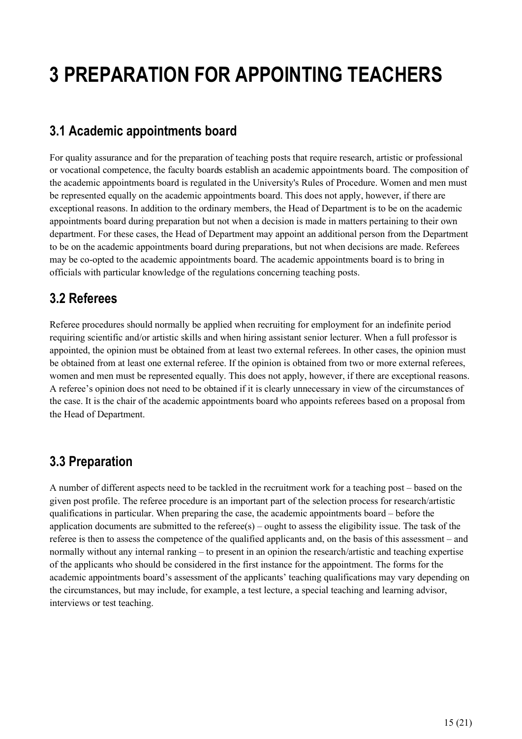# 3 PREPARATION FOR APPOINTING TEACHERS

## 3.1 Academic appointments board

For quality assurance and for the preparation of teaching posts that require research, artistic or professional or vocational competence, the faculty boards establish an academic appointments board. The composition of the academic appointments board is regulated in the University's Rules of Procedure. Women and men must be represented equally on the academic appointments board. This does not apply, however, if there are exceptional reasons. In addition to the ordinary members, the Head of Department is to be on the academic appointments board during preparation but not when a decision is made in matters pertaining to their own department. For these cases, the Head of Department may appoint an additional person from the Department to be on the academic appointments board during preparations, but not when decisions are made. Referees may be co-opted to the academic appointments board. The academic appointments board is to bring in officials with particular knowledge of the regulations concerning teaching posts.

## 3.2 Referees

Referee procedures should normally be applied when recruiting for employment for an indefinite period requiring scientific and/or artistic skills and when hiring assistant senior lecturer. When a full professor is appointed, the opinion must be obtained from at least two external referees. In other cases, the opinion must be obtained from at least one external referee. If the opinion is obtained from two or more external referees, women and men must be represented equally. This does not apply, however, if there are exceptional reasons. A referee's opinion does not need to be obtained if it is clearly unnecessary in view of the circumstances of the case. It is the chair of the academic appointments board who appoints referees based on a proposal from the Head of Department.

## 3.3 Preparation

A number of different aspects need to be tackled in the recruitment work for a teaching post – based on the given post profile. The referee procedure is an important part of the selection process for research/artistic qualifications in particular. When preparing the case, the academic appointments board – before the application documents are submitted to the referee(s) – ought to assess the eligibility issue. The task of the referee is then to assess the competence of the qualified applicants and, on the basis of this assessment – and normally without any internal ranking – to present in an opinion the research/artistic and teaching expertise of the applicants who should be considered in the first instance for the appointment. The forms for the academic appointments board's assessment of the applicants' teaching qualifications may vary depending on the circumstances, but may include, for example, a test lecture, a special teaching and learning advisor, interviews or test teaching.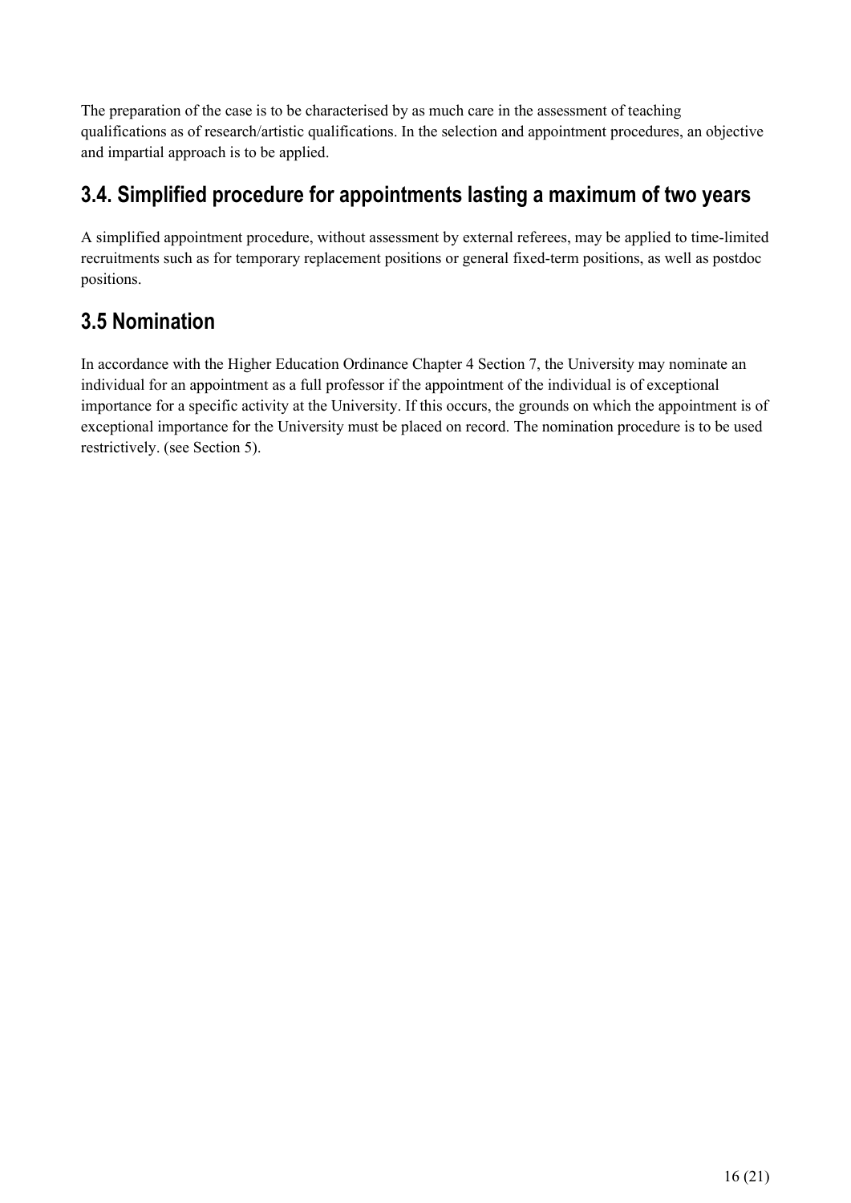The preparation of the case is to be characterised by as much care in the assessment of teaching qualifications as of research/artistic qualifications. In the selection and appointment procedures, an objective and impartial approach is to be applied.

## 3.4. Simplified procedure for appointments lasting a maximum of two years

A simplified appointment procedure, without assessment by external referees, may be applied to time-limited recruitments such as for temporary replacement positions or general fixed-term positions, as well as postdoc positions.

## 3.5 Nomination

In accordance with the Higher Education Ordinance Chapter 4 Section 7, the University may nominate an individual for an appointment as a full professor if the appointment of the individual is of exceptional importance for a specific activity at the University. If this occurs, the grounds on which the appointment is of exceptional importance for the University must be placed on record. The nomination procedure is to be used restrictively. (see Section 5).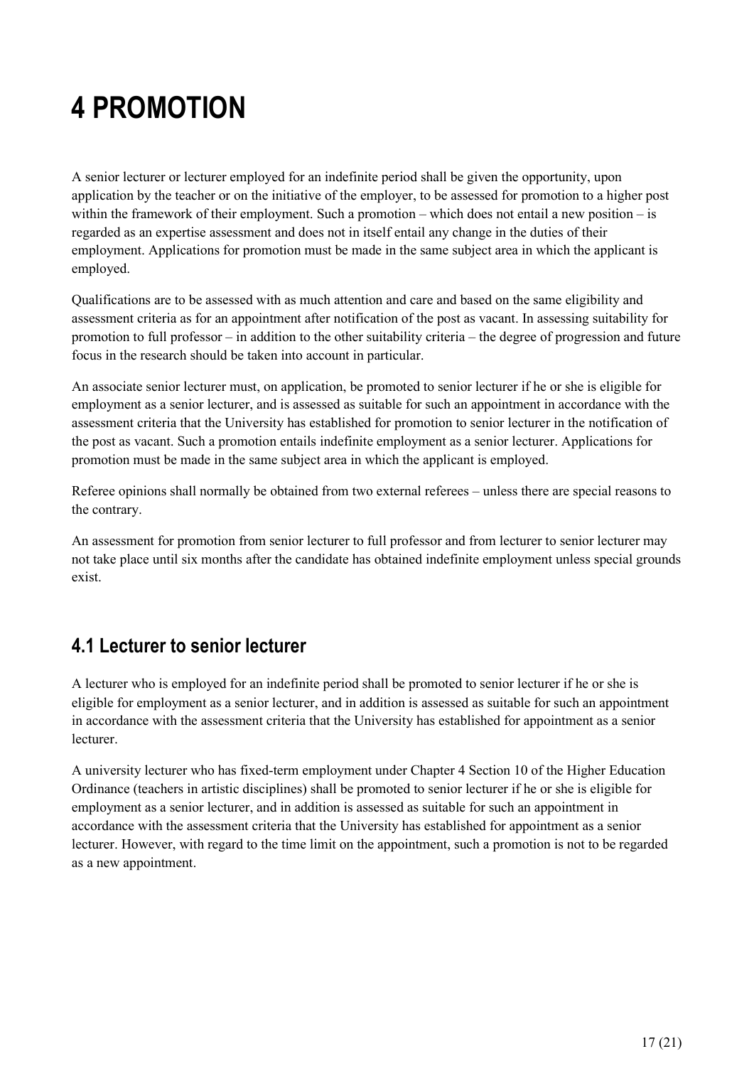# 4 PROMOTION

A senior lecturer or lecturer employed for an indefinite period shall be given the opportunity, upon application by the teacher or on the initiative of the employer, to be assessed for promotion to a higher post within the framework of their employment. Such a promotion – which does not entail a new position – is regarded as an expertise assessment and does not in itself entail any change in the duties of their employment. Applications for promotion must be made in the same subject area in which the applicant is employed.

Qualifications are to be assessed with as much attention and care and based on the same eligibility and assessment criteria as for an appointment after notification of the post as vacant. In assessing suitability for promotion to full professor – in addition to the other suitability criteria – the degree of progression and future focus in the research should be taken into account in particular.

An associate senior lecturer must, on application, be promoted to senior lecturer if he or she is eligible for employment as a senior lecturer, and is assessed as suitable for such an appointment in accordance with the assessment criteria that the University has established for promotion to senior lecturer in the notification of the post as vacant. Such a promotion entails indefinite employment as a senior lecturer. Applications for promotion must be made in the same subject area in which the applicant is employed.

Referee opinions shall normally be obtained from two external referees – unless there are special reasons to the contrary.

An assessment for promotion from senior lecturer to full professor and from lecturer to senior lecturer may not take place until six months after the candidate has obtained indefinite employment unless special grounds exist.

## 4.1 Lecturer to senior lecturer

A lecturer who is employed for an indefinite period shall be promoted to senior lecturer if he or she is eligible for employment as a senior lecturer, and in addition is assessed as suitable for such an appointment in accordance with the assessment criteria that the University has established for appointment as a senior lecturer.

A university lecturer who has fixed-term employment under Chapter 4 Section 10 of the Higher Education Ordinance (teachers in artistic disciplines) shall be promoted to senior lecturer if he or she is eligible for employment as a senior lecturer, and in addition is assessed as suitable for such an appointment in accordance with the assessment criteria that the University has established for appointment as a senior lecturer. However, with regard to the time limit on the appointment, such a promotion is not to be regarded as a new appointment.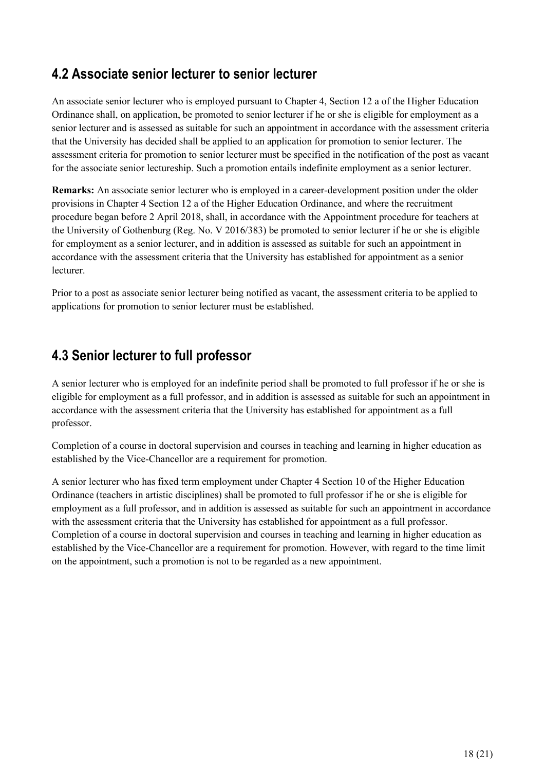## 4.2 Associate senior lecturer to senior lecturer

An associate senior lecturer who is employed pursuant to Chapter 4, Section 12 a of the Higher Education Ordinance shall, on application, be promoted to senior lecturer if he or she is eligible for employment as a senior lecturer and is assessed as suitable for such an appointment in accordance with the assessment criteria that the University has decided shall be applied to an application for promotion to senior lecturer. The assessment criteria for promotion to senior lecturer must be specified in the notification of the post as vacant for the associate senior lectureship. Such a promotion entails indefinite employment as a senior lecturer.

**Remarks:** An associate senior lecturer who is employed in a career-development position under the older provisions in Chapter 4 Section 12 a of the Higher Education Ordinance, and where the recruitment procedure began before 2 April 2018, shall, in accordance with the Appointment procedure for teachers at the University of Gothenburg (Reg. No. V 2016/383) be promoted to senior lecturer if he or she is eligible for employment as a senior lecturer, and in addition is assessed as suitable for such an appointment in accordance with the assessment criteria that the University has established for appointment as a senior lecturer.

Prior to a post as associate senior lecturer being notified as vacant, the assessment criteria to be applied to applications for promotion to senior lecturer must be established.

## 4.3 Senior lecturer to full professor

A senior lecturer who is employed for an indefinite period shall be promoted to full professor if he or she is eligible for employment as a full professor, and in addition is assessed as suitable for such an appointment in accordance with the assessment criteria that the University has established for appointment as a full professor.

Completion of a course in doctoral supervision and courses in teaching and learning in higher education as established by the Vice-Chancellor are a requirement for promotion.

A senior lecturer who has fixed term employment under Chapter 4 Section 10 of the Higher Education Ordinance (teachers in artistic disciplines) shall be promoted to full professor if he or she is eligible for employment as a full professor, and in addition is assessed as suitable for such an appointment in accordance with the assessment criteria that the University has established for appointment as a full professor. Completion of a course in doctoral supervision and courses in teaching and learning in higher education as established by the Vice-Chancellor are a requirement for promotion. However, with regard to the time limit on the appointment, such a promotion is not to be regarded as a new appointment.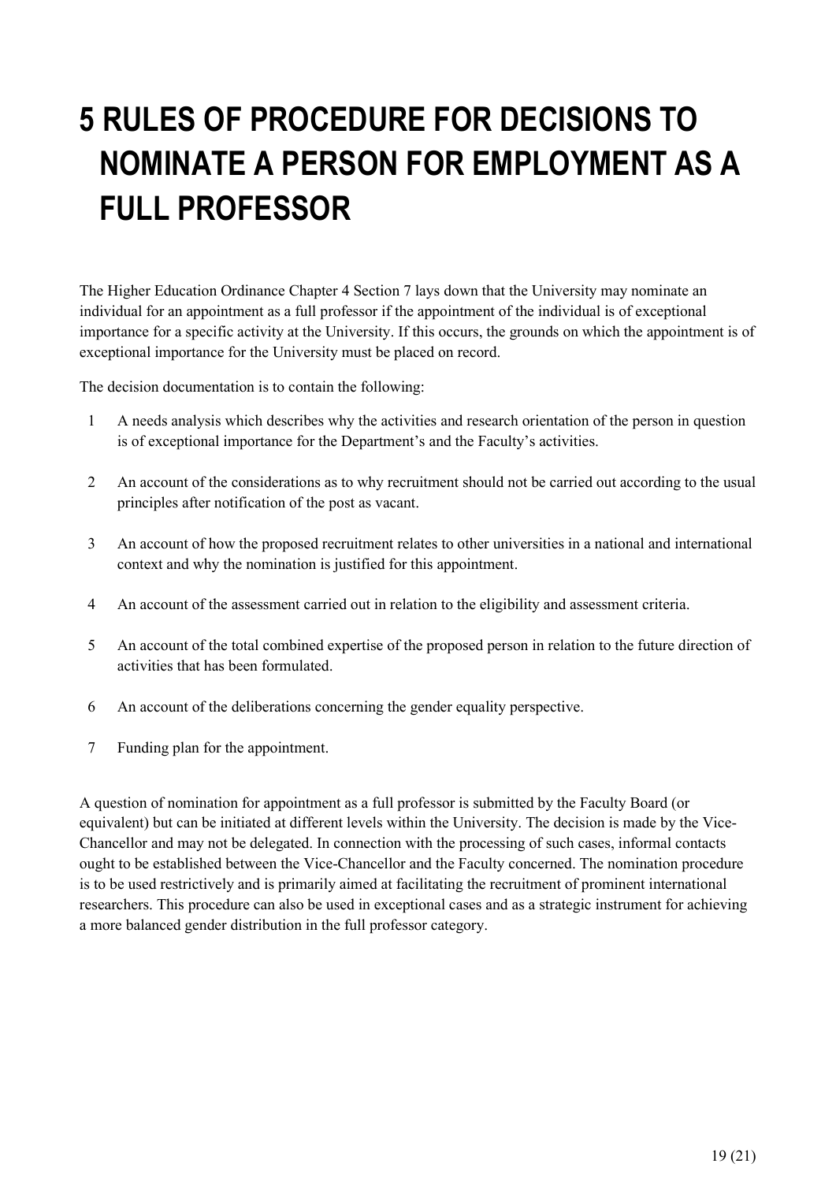# 5 RULES OF PROCEDURE FOR DECISIONS TO NOMINATE A PERSON FOR EMPLOYMENT AS A FULL PROFESSOR

The Higher Education Ordinance Chapter 4 Section 7 lays down that the University may nominate an individual for an appointment as a full professor if the appointment of the individual is of exceptional importance for a specific activity at the University. If this occurs, the grounds on which the appointment is of exceptional importance for the University must be placed on record.

The decision documentation is to contain the following:

1. A needs analysis which describes why the activities and research orientation of the person in question is of exceptional importance for the Department's and the Faculty's activities.
2. An account of the considerations as to why recruitment should not be carried out according to the usual principles after notification of the post as vacant.
3. An account of how the proposed recruitment relates to other universities in a national and international context and why the nomination is justified for this appointment.
4. An account of the assessment carried out in relation to the eligibility and assessment criteria.
5. An account of the total combined expertise of the proposed person in relation to the future direction of activities that has been formulated.
6. An account of the deliberations concerning the gender equality perspective.
7. Funding plan for the appointment.

A question of nomination for appointment as a full professor is submitted by the Faculty Board (or equivalent) but can be initiated at different levels within the University. The decision is made by the Vice-Chancellor and may not be delegated. In connection with the processing of such cases, informal contacts ought to be established between the Vice-Chancellor and the Faculty concerned. The nomination procedure is to be used restrictively and is primarily aimed at facilitating the recruitment of prominent international researchers. This procedure can also be used in exceptional cases and as a strategic instrument for achieving a more balanced gender distribution in the full professor category.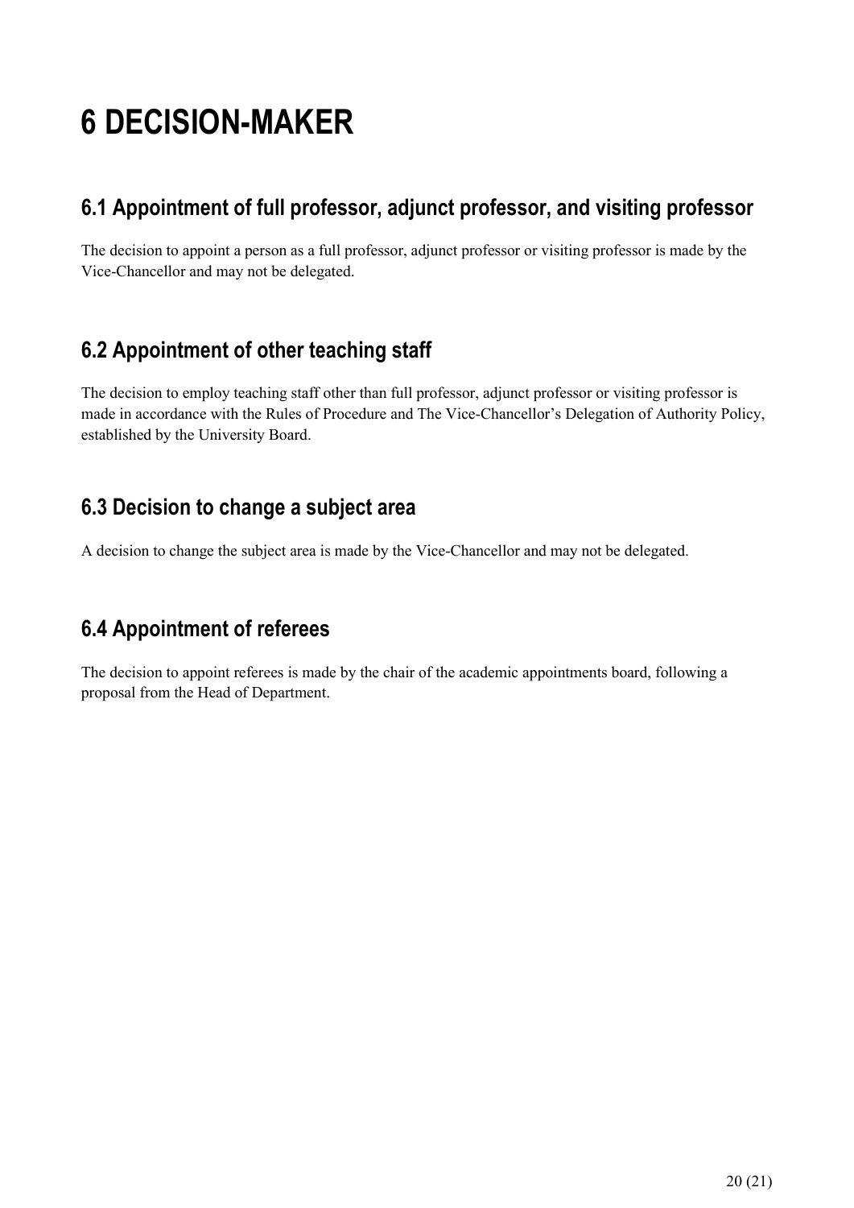# 6 DECISION-MAKER

## 6.1 Appointment of full professor, adjunct professor, and visiting professor

The decision to appoint a person as a full professor, adjunct professor or visiting professor is made by the Vice-Chancellor and may not be delegated.

## 6.2 Appointment of other teaching staff

The decision to employ teaching staff other than full professor, adjunct professor or visiting professor is made in accordance with the Rules of Procedure and The Vice-Chancellor's Delegation of Authority Policy, established by the University Board.

## 6.3 Decision to change a subject area

A decision to change the subject area is made by the Vice-Chancellor and may not be delegated.

## 6.4 Appointment of referees

The decision to appoint referees is made by the chair of the academic appointments board, following a proposal from the Head of Department.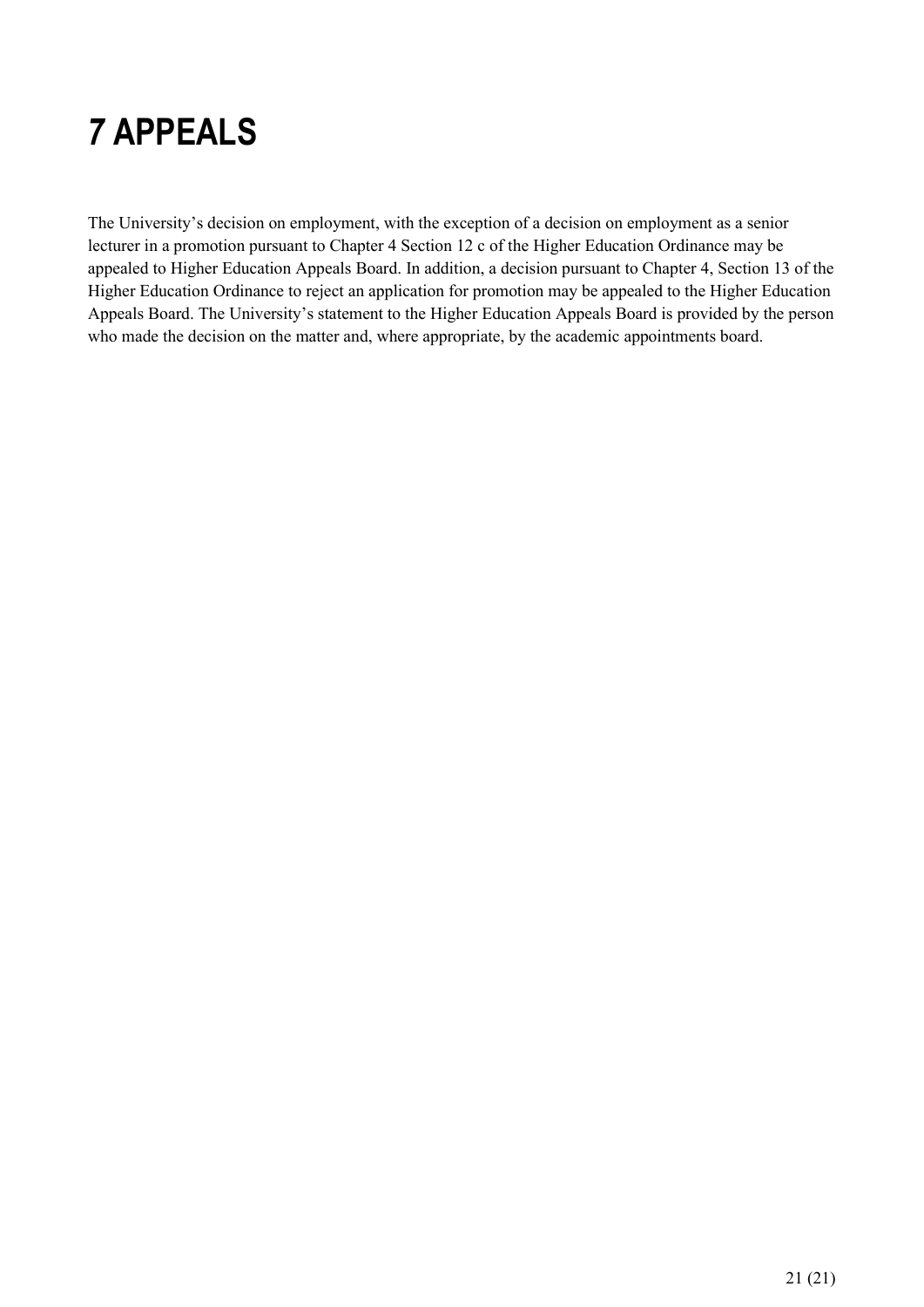# 7 APPEALS

The University's decision on employment, with the exception of a decision on employment as a senior lecturer in a promotion pursuant to Chapter 4 Section 12 c of the Higher Education Ordinance may be appealed to Higher Education Appeals Board. In addition, a decision pursuant to Chapter 4, Section 13 of the Higher Education Ordinance to reject an application for promotion may be appealed to the Higher Education Appeals Board. The University's statement to the Higher Education Appeals Board is provided by the person who made the decision on the matter and, where appropriate, by the academic appointments board.